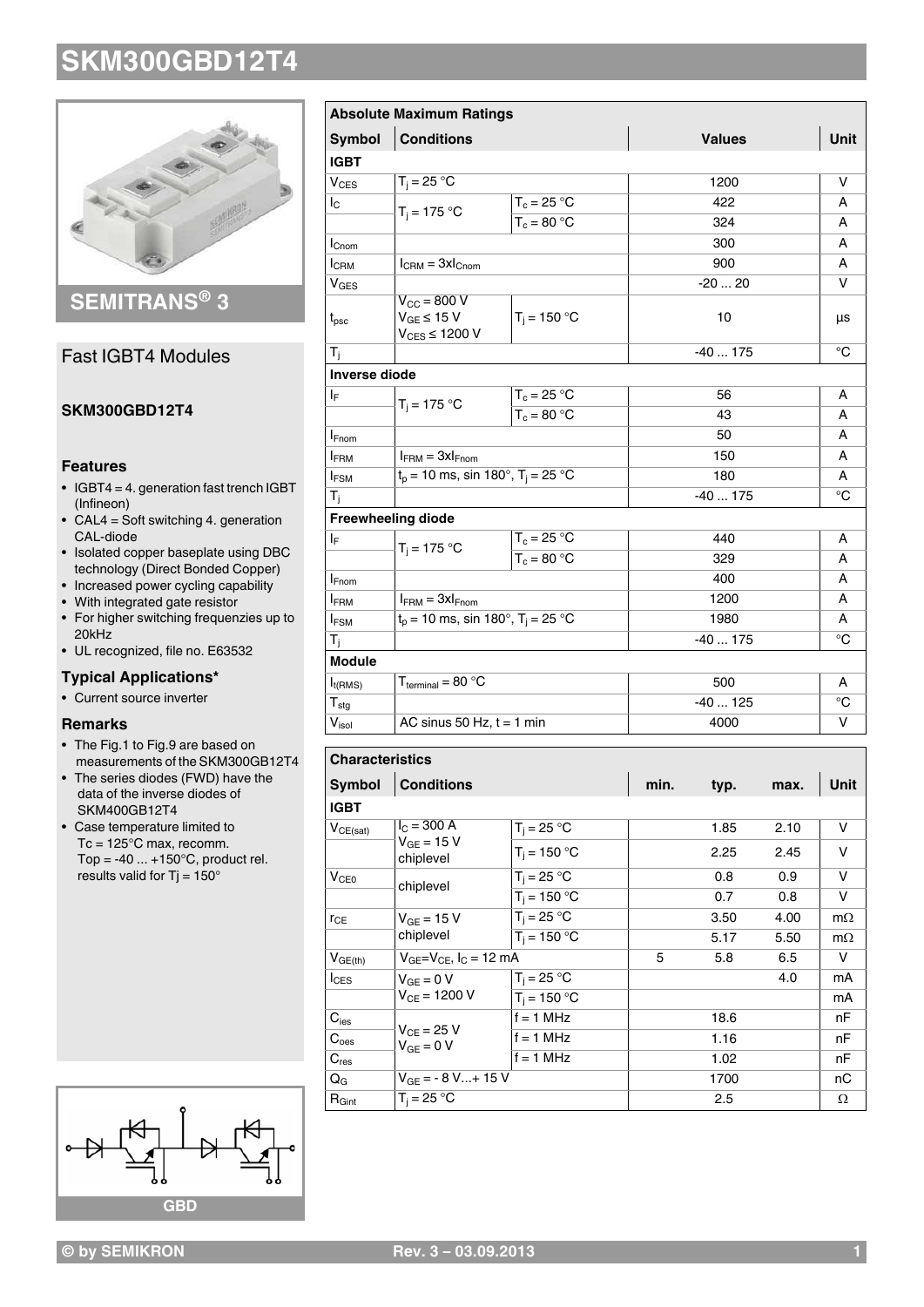# SKM300GBD12T4

## SEMITRANS® 3

### Fast IGBT4 Modules

**SKM300GBD12T4**

### Features

- IGBT4 = 4. generation fast trench IGBT (Infineon)
- CAL4 = Soft switching 4. generation CAL-diode
- Isolated copper baseplate using DBC technology (Direct Bonded Copper)
- Increased power cycling capability
- With integrated gate resistor
- For higher switching frequenzies up to 20kHz
- UL recognized, file no. E63532

### Typical Applications*

- Current source inverter

### Remarks

- The Fig.1 to Fig.9 are based on measurements of the SKM300GB12T4
- The series diodes (FWD) have the data of the inverse diodes of SKM400GB12T4
- Case temperature limited to Tc = 125°C max, recomm. Top = -40 ... +150°C, product rel. results valid for Tj = 150°

GBD

| **Absolute Maximum Ratings** | | | | |
|---|---|---|---|---|
| **Symbol** | **Conditions** | | **Values** | **Unit** |
| **IGBT** | | | | |
| $V_{CES}$ | $T_j$ = 25 °C | | 1200 | V |
| $I_C$ | $T_j$ = 175 °C | $T_c$ = 25 °C | 422 | A |
| | | $T_c$ = 80 °C | 324 | A |
| $I_{Cnom}$ | | | 300 | A |
| $I_{CRM}$ | $I_{CRM} = 3xI_{Cnom}$ | | 900 | A |
| $V_{GES}$ | | | -20 ... 20 | V |
| $t_{psc}$ | $V_{CC}$ = 800 V, $V_{GE} \leq$ 15 V, $V_{CES} \leq$ 1200 V | $T_j$ = 150 °C | 10 | µs |
| $T_j$ | | | -40 ... 175 | °C |
| **Inverse diode** | | | | |
| $I_F$ | $T_j$ = 175 °C | $T_c$ = 25 °C | 56 | A |
| | | $T_c$ = 80 °C | 43 | A |
| $I_{Fnom}$ | | | 50 | A |
| $I_{FRM}$ | $I_{FRM} = 3xI_{Fnom}$ | | 150 | A |
| $I_{FSM}$ | $t_p$ = 10 ms, sin 180°, $T_j$ = 25 °C | | 180 | A |
| $T_j$ | | | -40 ... 175 | °C |
| **Freewheeling diode** | | | | |
| $I_F$ | $T_j$ = 175 °C | $T_c$ = 25 °C | 440 | A |
| | | $T_c$ = 80 °C | 329 | A |
| $I_{Fnom}$ | | | 400 | A |
| $I_{FRM}$ | $I_{FRM} = 3xI_{Fnom}$ | | 1200 | A |
| $I_{FSM}$ | $t_p$ = 10 ms, sin 180°, $T_j$ = 25 °C | | 1980 | A |
| $T_j$ | | | -40 ... 175 | °C |
| **Module** | | | | |
| $I_{t(RMS)}$ | $T_{terminal}$ = 80 °C | | 500 | A |
| $T_{stg}$ | | | -40 ... 125 | °C |
| $V_{isol}$ | AC sinus 50 Hz, t = 1 min | | 4000 | V |

| **Characteristics** | | | | | | |
|---|---|---|---|---|---|---|
| **Symbol** | **Conditions** | | **min.** | **typ.** | **max.** | **Unit** |
| **IGBT** | | | | | | |
| $V_{CE(sat)}$ | $I_C$ = 300 A, $V_{GE}$ = 15 V, chiplevel | $T_j$ = 25 °C | | 1.85 | 2.10 | V |
| | | $T_j$ = 150 °C | | 2.25 | 2.45 | V |
| $V_{CE0}$ | chiplevel | $T_j$ = 25 °C | | 0.8 | 0.9 | V |
| | | $T_j$ = 150 °C | | 0.7 | 0.8 | V |
| $r_{CE}$ | $V_{GE}$ = 15 V, chiplevel | $T_j$ = 25 °C | | 3.50 | 4.00 | mΩ |
| | | $T_j$ = 150 °C | | 5.17 | 5.50 | mΩ |
| $V_{GE(th)}$ | $V_{GE}=V_{CE}$, $I_C$ = 12 mA | | 5 | 5.8 | 6.5 | V |
| $I_{CES}$ | $V_{GE}$ = 0 V, $V_{CE}$ = 1200 V | $T_j$ = 25 °C | | | 4.0 | mA |
| | | $T_j$ = 150 °C | | | | mA |
| $C_{ies}$ | $V_{CE}$ = 25 V, $V_{GE}$ = 0 V | f = 1 MHz | | 18.6 | | nF |
| $C_{oes}$ | | f = 1 MHz | | 1.16 | | nF |
| $C_{res}$ | | f = 1 MHz | | 1.02 | | nF |
| $Q_G$ | $V_{GE}$ = - 8 V...+ 15 V | | | 1700 | | nC |
| $R_{Gint}$ | $T_j$ = 25 °C | | | 2.5 | | Ω |

© by SEMIKRON — Rev. 3 – 03.09.2013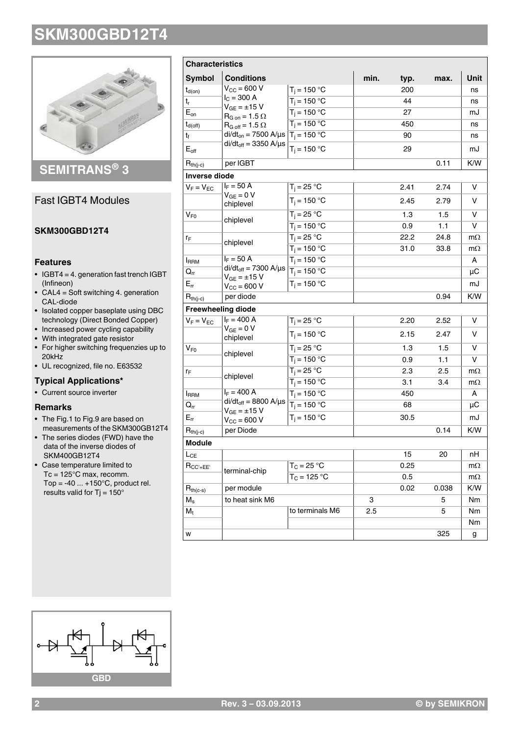# SKM300GBD12T4

SEMITRANS® 3

## Fast IGBT4 Modules

### SKM300GBD12T4

### Features

- IGBT4 = 4. generation fast trench IGBT (Infineon)
- CAL4 = Soft switching 4. generation CAL-diode
- Isolated copper baseplate using DBC technology (Direct Bonded Copper)
- Increased power cycling capability
- With integrated gate resistor
- For higher switching frequenzies up to 20kHz
- UL recognized, file no. E63532

### Typical Applications*

- Current source inverter

### Remarks

- The Fig.1 to Fig.9 are based on measurements of the SKM300GB12T4
- The series diodes (FWD) have the data of the inverse diodes of SKM400GB12T4
- Case temperature limited to Tc = 125°C max, recomm. Top = -40 ... +150°C, product rel. results valid for Tj = 150°

GBD

| **Characteristics** | | | | | | |
|---|---|---|---|---|---|---|
| **Symbol** | **Conditions** | | **min.** | **typ.** | **max.** | **Unit** |
| $t_{d(on)}$ | $V_{CC}$ = 600 V | $T_j$ = 150 °C | | 200 | | ns |
| $t_r$ | $I_C$ = 300 A | $T_j$ = 150 °C | | 44 | | ns |
| $E_{on}$ | $V_{GE}$ = ±15 V | $T_j$ = 150 °C | | 27 | | mJ |
| $t_{d(off)}$ | $R_{G\,on}$ = 1.5 Ω, $R_{G\,off}$ = 1.5 Ω | $T_j$ = 150 °C | | 450 | | ns |
| $t_f$ | $di/dt_{on}$ = 7500 A/µs | $T_j$ = 150 °C | | 90 | | ns |
| $E_{off}$ | $di/dt_{off}$ = 3350 A/µs | $T_j$ = 150 °C | | 29 | | mJ |
| $R_{th(j-c)}$ | per IGBT | | | | 0.11 | K/W |
| **Inverse diode** | | | | | | |
| $V_F = V_{EC}$ | $I_F$ = 50 A | $T_j$ = 25 °C | | 2.41 | 2.74 | V |
| | $V_{GE}$ = 0 V, chiplevel | $T_j$ = 150 °C | | 2.45 | 2.79 | V |
| $V_{F0}$ | chiplevel | $T_j$ = 25 °C | | 1.3 | 1.5 | V |
| | | $T_j$ = 150 °C | | 0.9 | 1.1 | V |
| $r_F$ | chiplevel | $T_j$ = 25 °C | | 22.2 | 24.8 | mΩ |
| | | $T_j$ = 150 °C | | 31.0 | 33.8 | mΩ |
| $I_{RRM}$ | $I_F$ = 50 A | $T_j$ = 150 °C | | | | A |
| $Q_{rr}$ | $di/dt_{off}$ = 7300 A/µs, $V_{GE}$ = ±15 V | $T_j$ = 150 °C | | | | µC |
| $E_{rr}$ | $V_{CC}$ = 600 V | $T_j$ = 150 °C | | | | mJ |
| $R_{th(j-c)}$ | per diode | | | | 0.94 | K/W |
| **Freewheeling diode** | | | | | | |
| $V_F = V_{EC}$ | $I_F$ = 400 A | $T_j$ = 25 °C | | 2.20 | 2.52 | V |
| | $V_{GE}$ = 0 V, chiplevel | $T_j$ = 150 °C | | 2.15 | 2.47 | V |
| $V_{F0}$ | chiplevel | $T_j$ = 25 °C | | 1.3 | 1.5 | V |
| | | $T_j$ = 150 °C | | 0.9 | 1.1 | V |
| $r_F$ | chiplevel | $T_j$ = 25 °C | | 2.3 | 2.5 | mΩ |
| | | $T_j$ = 150 °C | | 3.1 | 3.4 | mΩ |
| $I_{RRM}$ | $I_F$ = 400 A | $T_j$ = 150 °C | | 450 | | A |
| $Q_{rr}$ | $di/dt_{off}$ = 8800 A/µs, $V_{GE}$ = ±15 V | $T_j$ = 150 °C | | 68 | | µC |
| $E_{rr}$ | $V_{CC}$ = 600 V | $T_j$ = 150 °C | | 30.5 | | mJ |
| $R_{th(j-c)}$ | per Diode | | | | 0.14 | K/W |
| **Module** | | | | | | |
| $L_{CE}$ | | | | 15 | 20 | nH |
| $R_{CC'+EE'}$ | terminal-chip | $T_C$ = 25 °C | | 0.25 | | mΩ |
| | | $T_C$ = 125 °C | | 0.5 | | mΩ |
| $R_{th(c-s)}$ | per module | | | 0.02 | 0.038 | K/W |
| $M_s$ | to heat sink M6 | | 3 | | 5 | Nm |
| $M_t$ | | to terminals M6 | 2.5 | | 5 | Nm |
| | | | | | | Nm |
| w | | | | | 325 | g |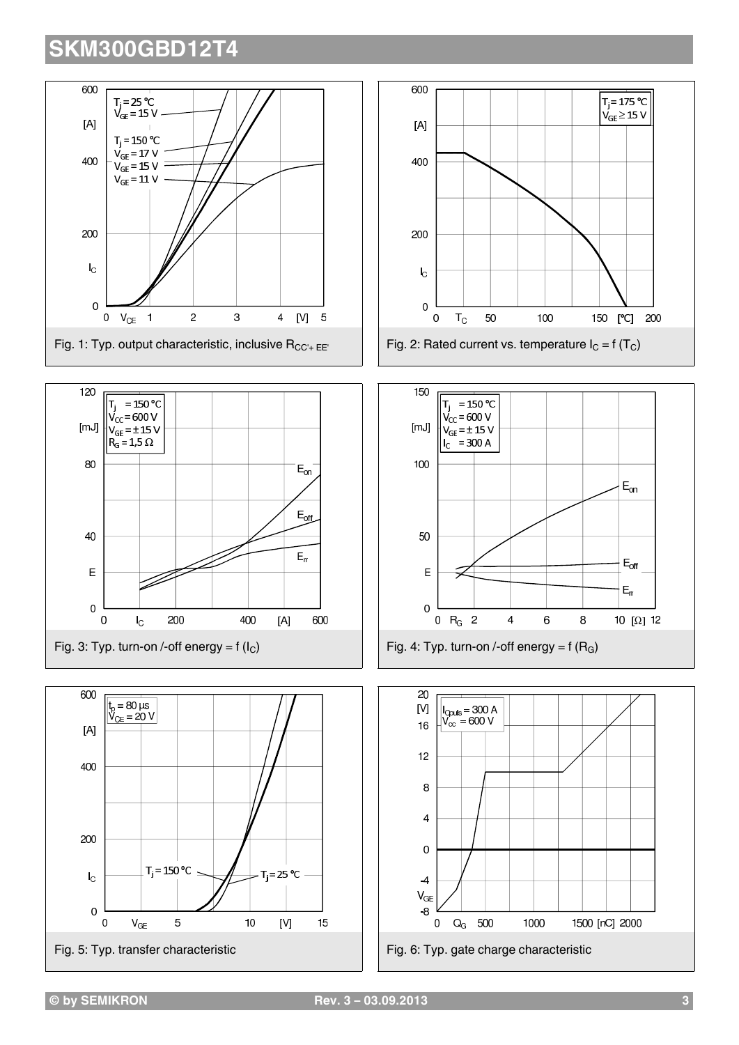Fig. 1: Typ. output characteristic, inclusive $R_{CC'+EE'}$

Fig. 2: Rated current vs. temperature $I_C = f(T_C)$

Fig. 3: Typ. turn-on /-off energy = f ($I_C$)

Fig. 4: Typ. turn-on /-off energy = f ($R_G$)

Fig. 5: Typ. transfer characteristic

Fig. 6: Typ. gate charge characteristic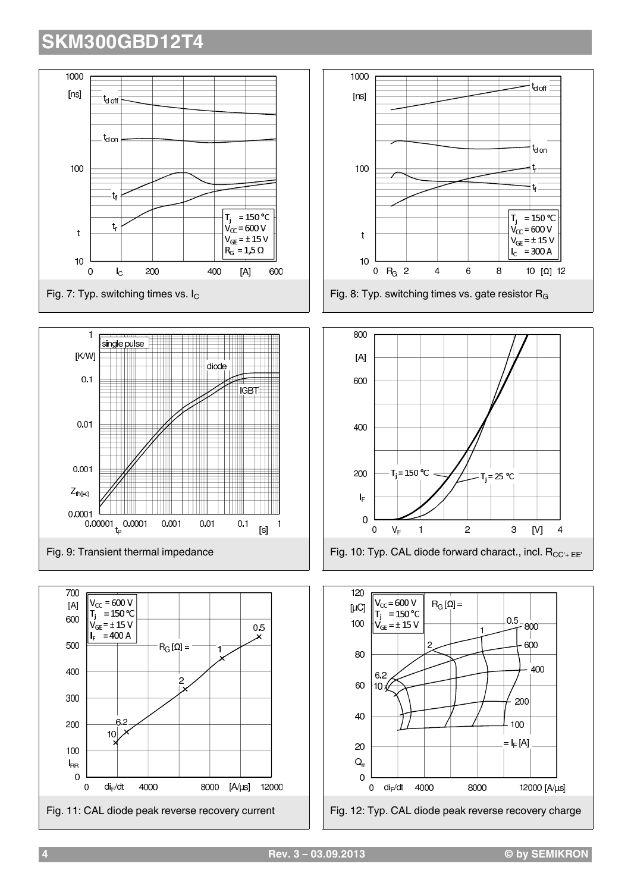Fig. 7: Typ. switching times vs. $I_C$

Fig. 8: Typ. switching times vs. gate resistor $R_G$

Fig. 9: Transient thermal impedance

Fig. 10: Typ. CAL diode forward charact., incl. $R_{CC'+EE'}$

Fig. 11: CAL diode peak reverse recovery current

Fig. 12: Typ. CAL diode peak reverse recovery charge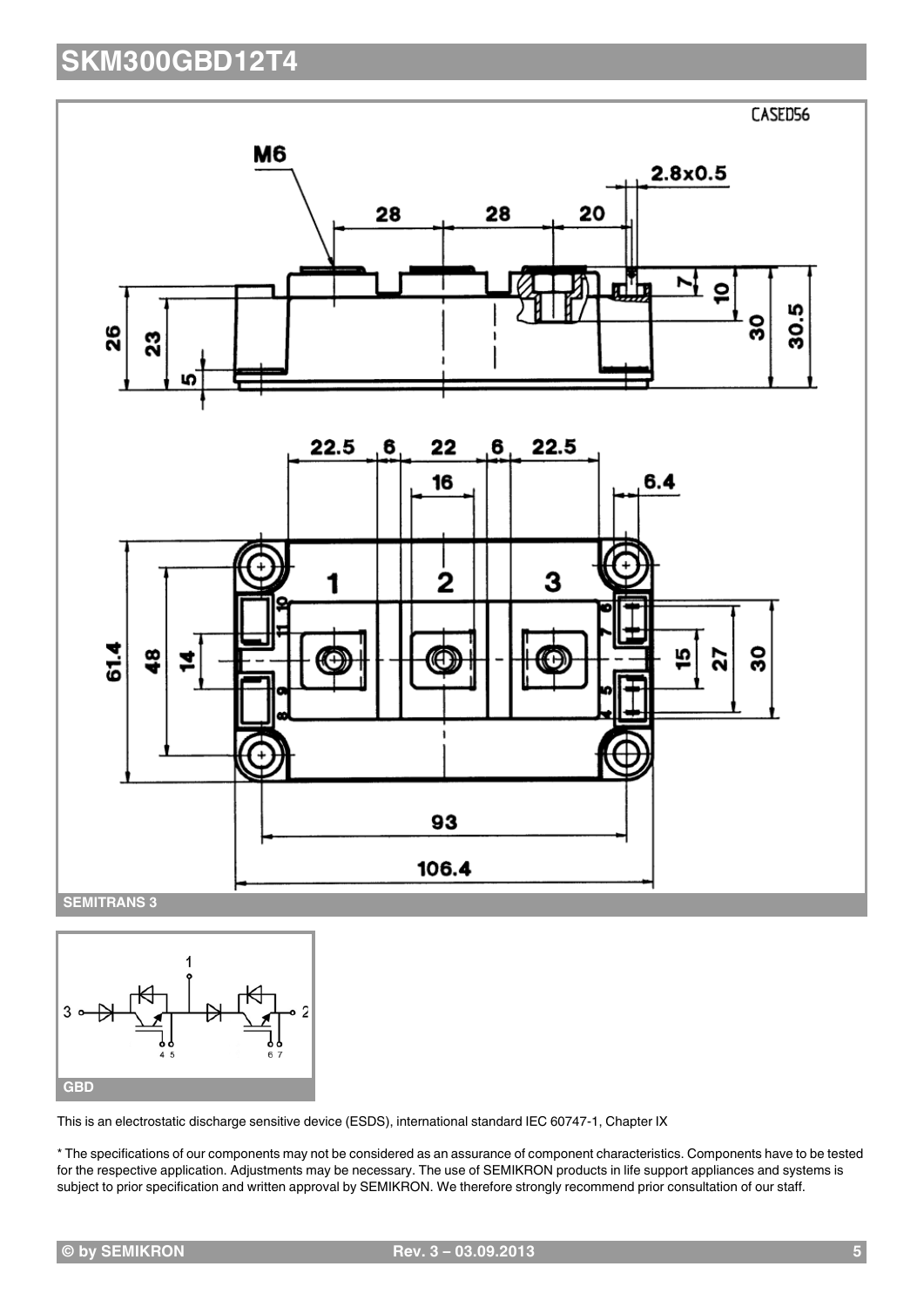CASED56

M6

28 28 20

2.8x0.5

7 10 30 30.5

26 23 5

22.5 6 22 6 22.5

16

6.4

1 2 3

61.4 48 14

15 27 30

93

106.4

SEMITRANS 3

1

3 2

4 5 6 7

GBD

This is an electrostatic discharge sensitive device (ESDS), international standard IEC 60747-1, Chapter IX

* The specifications of our components may not be considered as an assurance of component characteristics. Components have to be tested for the respective application. Adjustments may be necessary. The use of SEMIKRON products in life support appliances and systems is subject to prior specification and written approval by SEMIKRON. We therefore strongly recommend prior consultation of our staff.